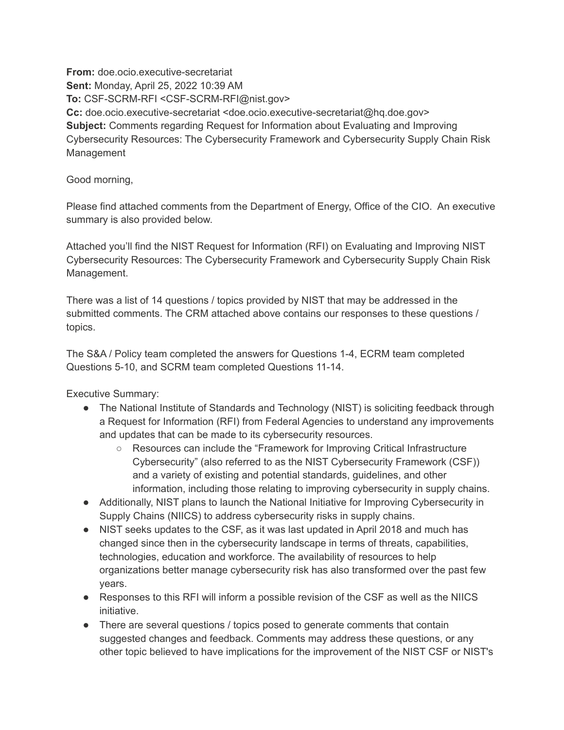**From:** doe.ocio.executive-secretariat
**Sent:** Monday, April 25, 2022 10:39 AM
**To:** CSF-SCRM-RFI <CSF-SCRM-RFI@nist.gov>
**Cc:** doe.ocio.executive-secretariat <doe.ocio.executive-secretariat@hq.doe.gov>
**Subject:** Comments regarding Request for Information about Evaluating and Improving Cybersecurity Resources: The Cybersecurity Framework and Cybersecurity Supply Chain Risk Management

Good morning,

Please find attached comments from the Department of Energy, Office of the CIO. An executive summary is also provided below.

Attached you'll find the NIST Request for Information (RFI) on Evaluating and Improving NIST Cybersecurity Resources: The Cybersecurity Framework and Cybersecurity Supply Chain Risk Management.

There was a list of 14 questions / topics provided by NIST that may be addressed in the submitted comments. The CRM attached above contains our responses to these questions / topics.

The S&A / Policy team completed the answers for Questions 1-4, ECRM team completed Questions 5-10, and SCRM team completed Questions 11-14.

Executive Summary:

- The National Institute of Standards and Technology (NIST) is soliciting feedback through a Request for Information (RFI) from Federal Agencies to understand any improvements and updates that can be made to its cybersecurity resources.
    - Resources can include the "Framework for Improving Critical Infrastructure Cybersecurity" (also referred to as the NIST Cybersecurity Framework (CSF)) and a variety of existing and potential standards, guidelines, and other information, including those relating to improving cybersecurity in supply chains.
- Additionally, NIST plans to launch the National Initiative for Improving Cybersecurity in Supply Chains (NIICS) to address cybersecurity risks in supply chains.
- NIST seeks updates to the CSF, as it was last updated in April 2018 and much has changed since then in the cybersecurity landscape in terms of threats, capabilities, technologies, education and workforce. The availability of resources to help organizations better manage cybersecurity risk has also transformed over the past few years.
- Responses to this RFI will inform a possible revision of the CSF as well as the NIICS initiative.
- There are several questions / topics posed to generate comments that contain suggested changes and feedback. Comments may address these questions, or any other topic believed to have implications for the improvement of the NIST CSF or NIST's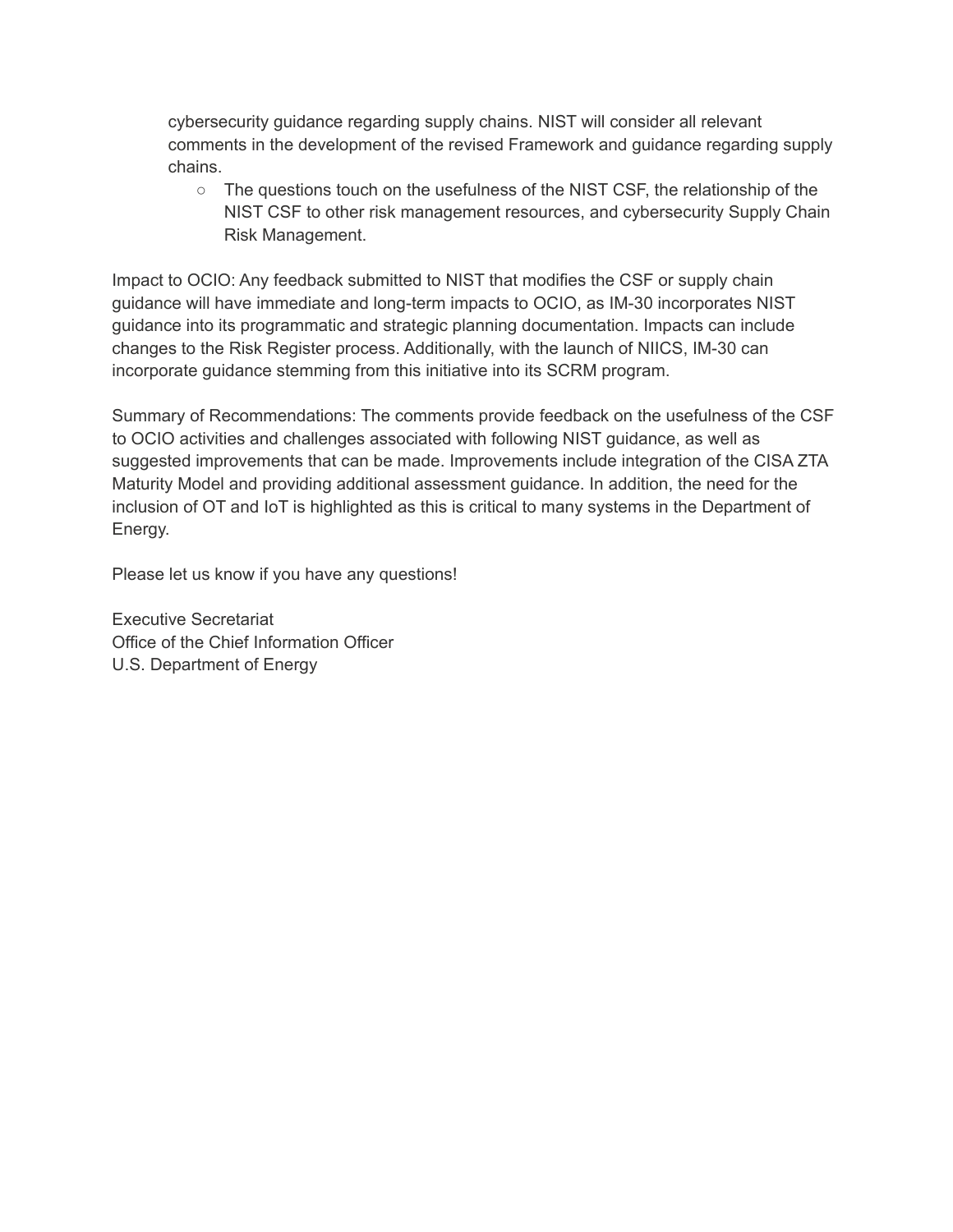cybersecurity guidance regarding supply chains. NIST will consider all relevant comments in the development of the revised Framework and guidance regarding supply chains.

- The questions touch on the usefulness of the NIST CSF, the relationship of the NIST CSF to other risk management resources, and cybersecurity Supply Chain Risk Management.

Impact to OCIO: Any feedback submitted to NIST that modifies the CSF or supply chain guidance will have immediate and long-term impacts to OCIO, as IM-30 incorporates NIST guidance into its programmatic and strategic planning documentation. Impacts can include changes to the Risk Register process. Additionally, with the launch of NIICS, IM-30 can incorporate guidance stemming from this initiative into its SCRM program.

Summary of Recommendations: The comments provide feedback on the usefulness of the CSF to OCIO activities and challenges associated with following NIST guidance, as well as suggested improvements that can be made. Improvements include integration of the CISA ZTA Maturity Model and providing additional assessment guidance. In addition, the need for the inclusion of OT and IoT is highlighted as this is critical to many systems in the Department of Energy.

Please let us know if you have any questions!

Executive Secretariat
Office of the Chief Information Officer
U.S. Department of Energy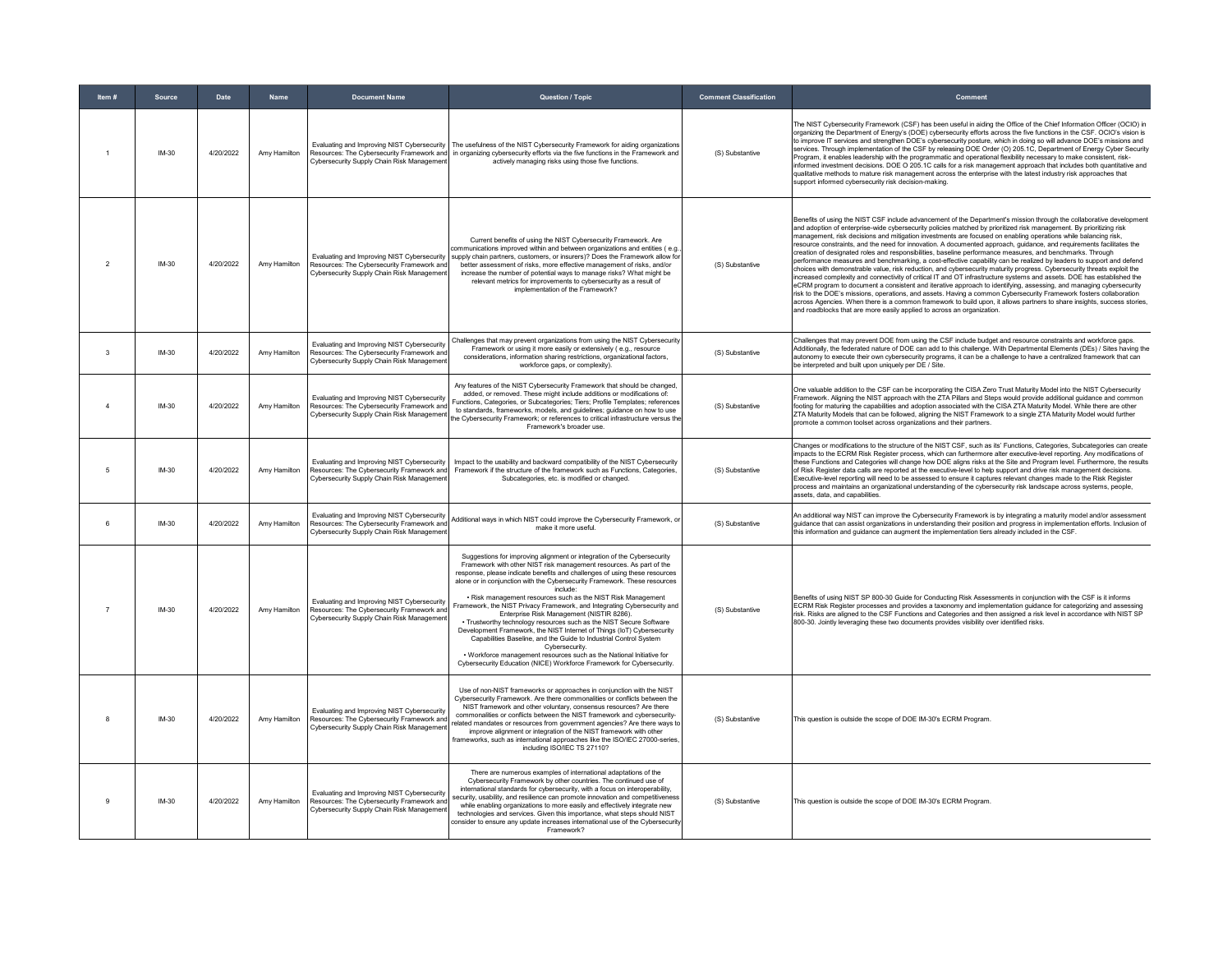| Item # | Source | Date | Name | Document Name | Question / Topic | Comment Classification | Comment |
|---|---|---|---|---|---|---|---|
| 1 | IM-30 | 4/20/2022 | Amy Hamilton | Evaluating and Improving NIST Cybersecurity Resources: The Cybersecurity Framework and Cybersecurity Supply Chain Risk Management | The usefulness of the NIST Cybersecurity Framework for aiding organizations in organizing cybersecurity efforts via the five functions in the Framework and actively managing risks using those five functions. | (S) Substantive | The NIST Cybersecurity Framework (CSF) has been useful in aiding the Office of the Chief Information Officer (OCIO) in organizing the Department of Energy's (DOE) cybersecurity efforts across the five functions in the CSF. OCIO's vision is to improve IT services and strengthen DOE's cybersecurity posture, which in doing so will advance DOE's missions and services. Through implementation of the CSF by releasing DOE Order (O) 205.1C, Department of Energy Cyber Security Program, it enables leadership with the programmatic and operational flexibility necessary to make consistent, risk-informed investment decisions. DOE O 205.1C calls for a risk management approach that includes both quantitative and qualitative methods to mature risk management across the enterprise with the latest industry risk approaches that support informed cybersecurity risk decision-making. |
| 2 | IM-30 | 4/20/2022 | Amy Hamilton | Evaluating and Improving NIST Cybersecurity Resources: The Cybersecurity Framework and Cybersecurity Supply Chain Risk Management | Current benefits of using the NIST Cybersecurity Framework. Are communications improved within and between organizations and entities ( e.g., supply chain partners, customers, or insurers)? Does the Framework allow for better assessment of risks, more effective management of risks, and/or increase the number of potential ways to manage risks? What might be relevant metrics for improvements to cybersecurity as a result of implementation of the Framework? | (S) Substantive | Benefits of using the NIST CSF include advancement of the Department's mission through the collaborative development and adoption of enterprise-wide cybersecurity policies matched by prioritized risk management. By prioritizing risk management, risk decisions and mitigation investments are focused on enabling operations while balancing risk, resource constraints, and the need for innovation. A documented approach, guidance, and requirements facilitates the creation of designated roles and responsibilities, baseline performance measures, and benchmarks. Through performance measures and benchmarking, a cost-effective capability can be realized by leaders to support and defend choices with demonstrable value, risk reduction, and cybersecurity maturity progress. Cybersecurity threats exploit the increased complexity and connectivity of critical IT and OT infrastructure systems and assets. DOE has established the eCRM program to document a consistent and iterative approach to identifying, assessing, and managing cybersecurity risk to the DOE's missions, operations, and assets. Having a common Cybersecurity Framework fosters collaboration across Agencies. When there is a common framework to build upon, it allows partners to share insights, success stories, and roadblocks that are more easily applied to across an organization. |
| 3 | IM-30 | 4/20/2022 | Amy Hamilton | Evaluating and Improving NIST Cybersecurity Resources: The Cybersecurity Framework and Cybersecurity Supply Chain Risk Management | Challenges that may prevent organizations from using the NIST Cybersecurity Framework or using it more easily or extensively ( e.g., resource considerations, information sharing restrictions, organizational factors, workforce gaps, or complexity). | (S) Substantive | Challenges that may prevent DOE from using the CSF include budget and resource constraints and workforce gaps. Additionally, the federated nature of DOE can add to this challenge. With Departmental Elements (DEs) / Sites having the autonomy to execute their own cybersecurity programs, it can be a challenge to have a centralized framework that can be interpreted and built upon uniquely per DE / Site. |
| 4 | IM-30 | 4/20/2022 | Amy Hamilton | Evaluating and Improving NIST Cybersecurity Resources: The Cybersecurity Framework and Cybersecurity Supply Chain Risk Management | Any features of the NIST Cybersecurity Framework that should be changed, added, or removed. These might include additions or modifications of: Functions, Categories, or Subcategories; Tiers; Profile Templates; references to standards, frameworks, models, and guidelines; guidance on how to use the Cybersecurity Framework; or references to critical infrastructure versus the Framework's broader use. | (S) Substantive | One valuable addition to the CSF can be incorporating the CISA Zero Trust Maturity Model into the NIST Cybersecurity Framework. Aligning the NIST approach with the ZTA Pillars and Steps would provide additional guidance and common footing for maturing the capabilities and adoption associated with the CISA ZTA Maturity Model. While there are other ZTA Maturity Models that can be followed, aligning the NIST Framework to a single ZTA Maturity Model would further promote a common toolset across organizations and their partners. |
| 5 | IM-30 | 4/20/2022 | Amy Hamilton | Evaluating and Improving NIST Cybersecurity Resources: The Cybersecurity Framework and Cybersecurity Supply Chain Risk Management | Impact to the usability and backward compatibility of the NIST Cybersecurity Framework if the structure of the framework such as Functions, Categories, Subcategories, etc. is modified or changed. | (S) Substantive | Changes or modifications to the structure of the NIST CSF, such as its' Functions, Categories, Subcategories can create impacts to the ECRM Risk Register process, which can furthermore alter executive-level reporting. Any modifications of these Functions and Categories will change how DOE aligns risks at the Site and Program level. Furthermore, the results of Risk Register data calls are reported at the executive-level to help support and drive risk management decisions. Executive-level reporting will need to be assessed to ensure it captures relevant changes made to the Risk Register process and maintains an organizational understanding of the cybersecurity risk landscape across systems, people, assets, data, and capabilities. |
| 6 | IM-30 | 4/20/2022 | Amy Hamilton | Evaluating and Improving NIST Cybersecurity Resources: The Cybersecurity Framework and Cybersecurity Supply Chain Risk Management | Additional ways in which NIST could improve the Cybersecurity Framework, or make it more useful. | (S) Substantive | An additional way NIST can improve the Cybersecurity Framework is by integrating a maturity model and/or assessment guidance that can assist organizations in understanding their position and progress in implementation efforts. Inclusion of this information and guidance can augment the implementation tiers already included in the CSF. |
| 7 | IM-30 | 4/20/2022 | Amy Hamilton | Evaluating and Improving NIST Cybersecurity Resources: The Cybersecurity Framework and Cybersecurity Supply Chain Risk Management | Suggestions for improving alignment or integration of the Cybersecurity Framework with other NIST risk management resources. As part of the response, please indicate benefits and challenges of using these resources alone or in conjunction with the Cybersecurity Framework. These resources include:<br>• Risk management resources such as the NIST Risk Management Framework, the NIST Privacy Framework, and Integrating Cybersecurity and Enterprise Risk Management (NISTIR 8286).<br>• Trustworthy technology resources such as the NIST Secure Software Development Framework, the NIST Internet of Things (IoT) Cybersecurity Capabilities Baseline, and the Guide to Industrial Control System Cybersecurity.<br>• Workforce management resources such as the National Initiative for Cybersecurity Education (NICE) Workforce Framework for Cybersecurity. | (S) Substantive | Benefits of using NIST SP 800-30 Guide for Conducting Risk Assessments in conjunction with the CSF is it informs ECRM Risk Register processes and provides a taxonomy and implementation guidance for categorizing and assessing risk. Risks are aligned to the CSF Functions and Categories and then assigned a risk level in accordance with NIST SP 800-30. Jointly leveraging these two documents provides visibility over identified risks. |
| 8 | IM-30 | 4/20/2022 | Amy Hamilton | Evaluating and Improving NIST Cybersecurity Resources: The Cybersecurity Framework and Cybersecurity Supply Chain Risk Management | Use of non-NIST frameworks or approaches in conjunction with the NIST Cybersecurity Framework. Are there commonalities or conflicts between the NIST framework and other voluntary, consensus resources? Are there commonalities or conflicts between the NIST framework and cybersecurity-related mandates or resources from government agencies? Are there ways to improve alignment or integration of the NIST framework with other frameworks, such as international approaches like the ISO/IEC 27000-series, including ISO/IEC TS 27110? | (S) Substantive | This question is outside the scope of DOE IM-30's ECRM Program. |
| 9 | IM-30 | 4/20/2022 | Amy Hamilton | Evaluating and Improving NIST Cybersecurity Resources: The Cybersecurity Framework and Cybersecurity Supply Chain Risk Management | There are numerous examples of international adaptations of the Cybersecurity Framework by other countries. The continued use of international standards for cybersecurity, with a focus on interoperability, security, usability, and resilience can promote innovation and competitiveness while enabling organizations to more easily and effectively integrate new technologies and services. Given this importance, what steps should NIST consider to ensure any update increases international use of the Cybersecurity Framework? | (S) Substantive | This question is outside the scope of DOE IM-30's ECRM Program. |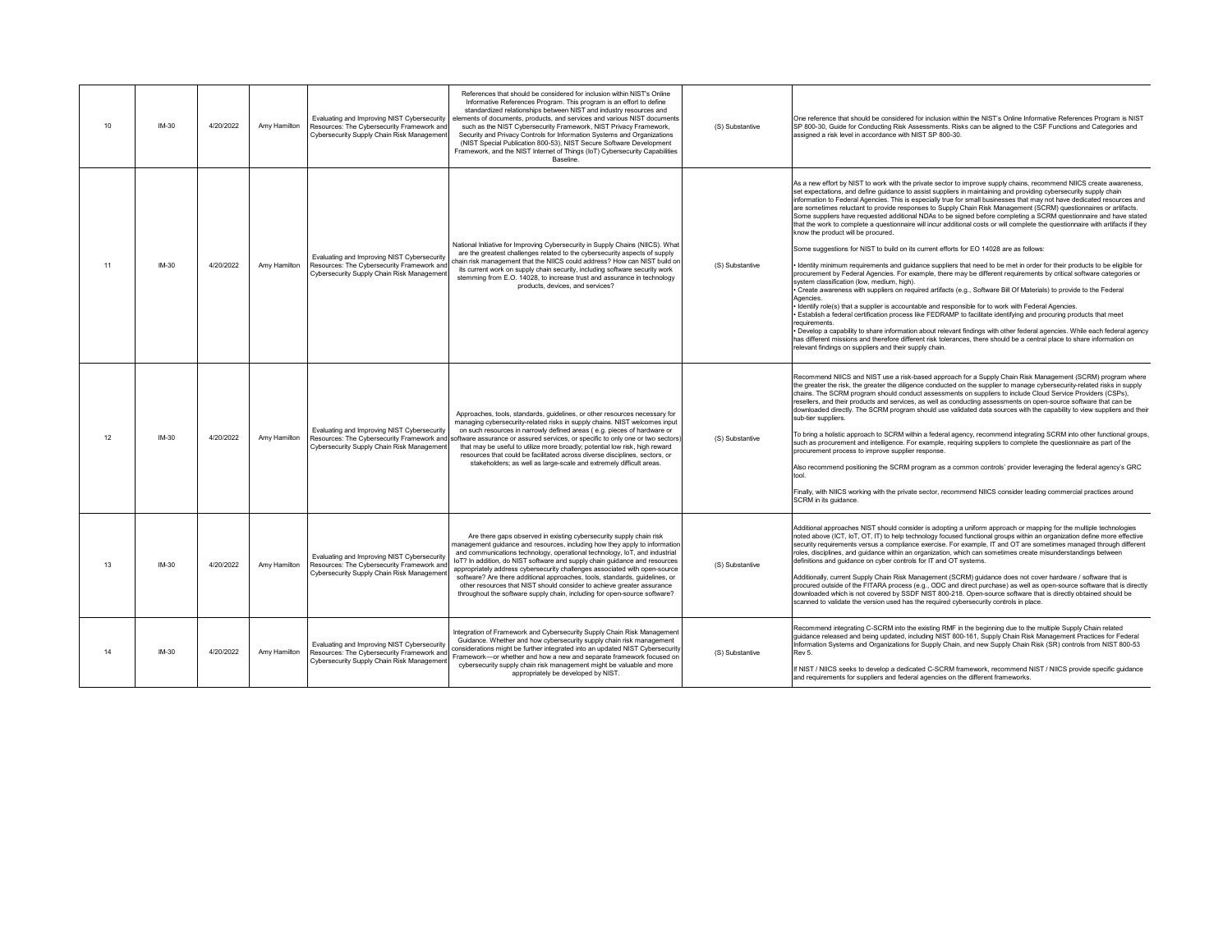| | | | | | | | |
|---|---|---|---|---|---|---|---|
| 10 | IM-30 | 4/20/2022 | Amy Hamilton | Evaluating and Improving NIST Cybersecurity Resources: The Cybersecurity Framework and Cybersecurity Supply Chain Risk Management | References that should be considered for inclusion within NIST's Online Informative References Program. This program is an effort to define standardized relationships between NIST and industry resources and elements of documents, products, and services and various NIST documents such as the NIST Cybersecurity Framework, NIST Privacy Framework, Security and Privacy Controls for Information Systems and Organizations (NIST Special Publication 800-53), NIST Secure Software Development Framework, and the NIST Internet of Things (IoT) Cybersecurity Capabilities Baseline. | (S) Substantive | One reference that should be considered for inclusion within the NIST's Online Informative References Program is NIST SP 800-30, Guide for Conducting Risk Assessments. Risks can be aligned to the CSF Functions and Categories and assigned a risk level in accordance with NIST SP 800-30. |
| 11 | IM-30 | 4/20/2022 | Amy Hamilton | Evaluating and Improving NIST Cybersecurity Resources: The Cybersecurity Framework and Cybersecurity Supply Chain Risk Management | National Initiative for Improving Cybersecurity in Supply Chains (NIICS). What are the greatest challenges related to the cybersecurity aspects of supply chain risk management that the NIICS could address? How can NIST build on its current work on supply chain security, including software security work stemming from E.O. 14028, to increase trust and assurance in technology products, devices, and services? | (S) Substantive | As a new effort by NIST to work with the private sector to improve supply chains, recommend NIICS create awareness, set expectations, and define guidance to assist suppliers in maintaining and providing cybersecurity supply chain information to Federal Agencies. This is especially true for small businesses that may not have dedicated resources and are sometimes reluctant to provide responses to Supply Chain Risk Management (SCRM) questionnaires or artifacts. Some suppliers have requested additional NDAs to be signed before completing a SCRM questionnaire and have stated that the work to complete a questionnaire will incur additional costs or will complete the questionnaire with artifacts if they know the product will be procured.<br><br>Some suggestions for NIST to build on its current efforts for EO 14028 are as follows:<br><br>• Identity minimum requirements and guidance suppliers that need to be met in order for their products to be eligible for procurement by Federal Agencies. For example, there may be different requirements by critical software categories or system classification (low, medium, high).<br>• Create awareness with suppliers on required artifacts (e.g., Software Bill Of Materials) to provide to the Federal Agencies.<br>• Identify role(s) that a supplier is accountable and responsible for to work with Federal Agencies.<br>• Establish a federal certification process like FEDRAMP to facilitate identifying and procuring products that meet requirements.<br>• Develop a capability to share information about relevant findings with other federal agencies. While each federal agency has different missions and therefore different risk tolerances, there should be a central place to share information on relevant findings on suppliers and their supply chain. |
| 12 | IM-30 | 4/20/2022 | Amy Hamilton | Evaluating and Improving NIST Cybersecurity Resources: The Cybersecurity Framework and Cybersecurity Supply Chain Risk Management | Approaches, tools, standards, guidelines, or other resources necessary for managing cybersecurity-related risks in supply chains. NIST welcomes input on such resources in narrowly defined areas ( e.g. pieces of hardware or software assurance or assured services, or specific to only one or two sectors) that may be useful to utilize more broadly; potential low risk, high reward resources that could be facilitated across diverse disciplines, sectors, or stakeholders; as well as large-scale and extremely difficult areas. | (S) Substantive | Recommend NIICS and NIST use a risk-based approach for a Supply Chain Risk Management (SCRM) program where the greater the risk, the greater the diligence conducted on the supplier to manage cybersecurity-related risks in supply chains. The SCRM program should conduct assessments on suppliers to include Cloud Service Providers (CSPs), resellers, and their products and services, as well as conducting assessments on open-source software that can be downloaded directly. The SCRM program should use validated data sources with the capability to view suppliers and their sub-tier suppliers.<br><br>To bring a holistic approach to SCRM within a federal agency, recommend integrating SCRM into other functional groups, such as procurement and intelligence. For example, requiring suppliers to complete the questionnaire as part of the procurement process to improve supplier response.<br><br>Also recommend positioning the SCRM program as a common controls' provider leveraging the federal agency's GRC tool.<br><br>Finally, with NIICS working with the private sector, recommend NIICS consider leading commercial practices around SCRM in its guidance. |
| 13 | IM-30 | 4/20/2022 | Amy Hamilton | Evaluating and Improving NIST Cybersecurity Resources: The Cybersecurity Framework and Cybersecurity Supply Chain Risk Management | Are there gaps observed in existing cybersecurity supply chain risk management guidance and resources, including how they apply to information and communications technology, operational technology, IoT, and industrial IoT? In addition, do NIST software and supply chain guidance and resources appropriately address cybersecurity challenges associated with open-source software? Are there additional approaches, tools, standards, guidelines, or other resources that NIST should consider to achieve greater assurance throughout the software supply chain, including for open-source software? | (S) Substantive | Additional approaches NIST should consider is adopting a uniform approach or mapping for the multiple technologies noted above (ICT, IoT, OT, IT) to help technology focused functional groups within an organization define more effective security requirements versus a compliance exercise. For example, IT and OT are sometimes managed through different roles, disciplines, and guidance within an organization, which can sometimes create misunderstandings between definitions and guidance on cyber controls for IT and OT systems.<br><br>Additionally, current Supply Chain Risk Management (SCRM) guidance does not cover hardware / software that is procured outside of the FITARA process (e.g., ODC and direct purchase) as well as open-source software that is directly downloaded which is not covered by SSDF NIST 800-218. Open-source software that is directly obtained should be scanned to validate the version used has the required cybersecurity controls in place. |
| 14 | IM-30 | 4/20/2022 | Amy Hamilton | Evaluating and Improving NIST Cybersecurity Resources: The Cybersecurity Framework and Cybersecurity Supply Chain Risk Management | Integration of Framework and Cybersecurity Supply Chain Risk Management Guidance. Whether and how cybersecurity supply chain risk management considerations might be further integrated into an updated NIST Cybersecurity Framework—or whether and how a new and separate framework focused on cybersecurity supply chain risk management might be valuable and more appropriately be developed by NIST. | (S) Substantive | Recommend integrating C-SCRM into the existing RMF in the beginning due to the multiple Supply Chain related guidance released and being updated, including NIST 800-161, Supply Chain Risk Management Practices for Federal Information Systems and Organizations for Supply Chain, and new Supply Chain Risk (SR) controls from NIST 800-53 Rev 5.<br><br>If NIST / NIICS seeks to develop a dedicated C-SCRM framework, recommend NIST / NIICS provide specific guidance and requirements for suppliers and federal agencies on the different frameworks. |